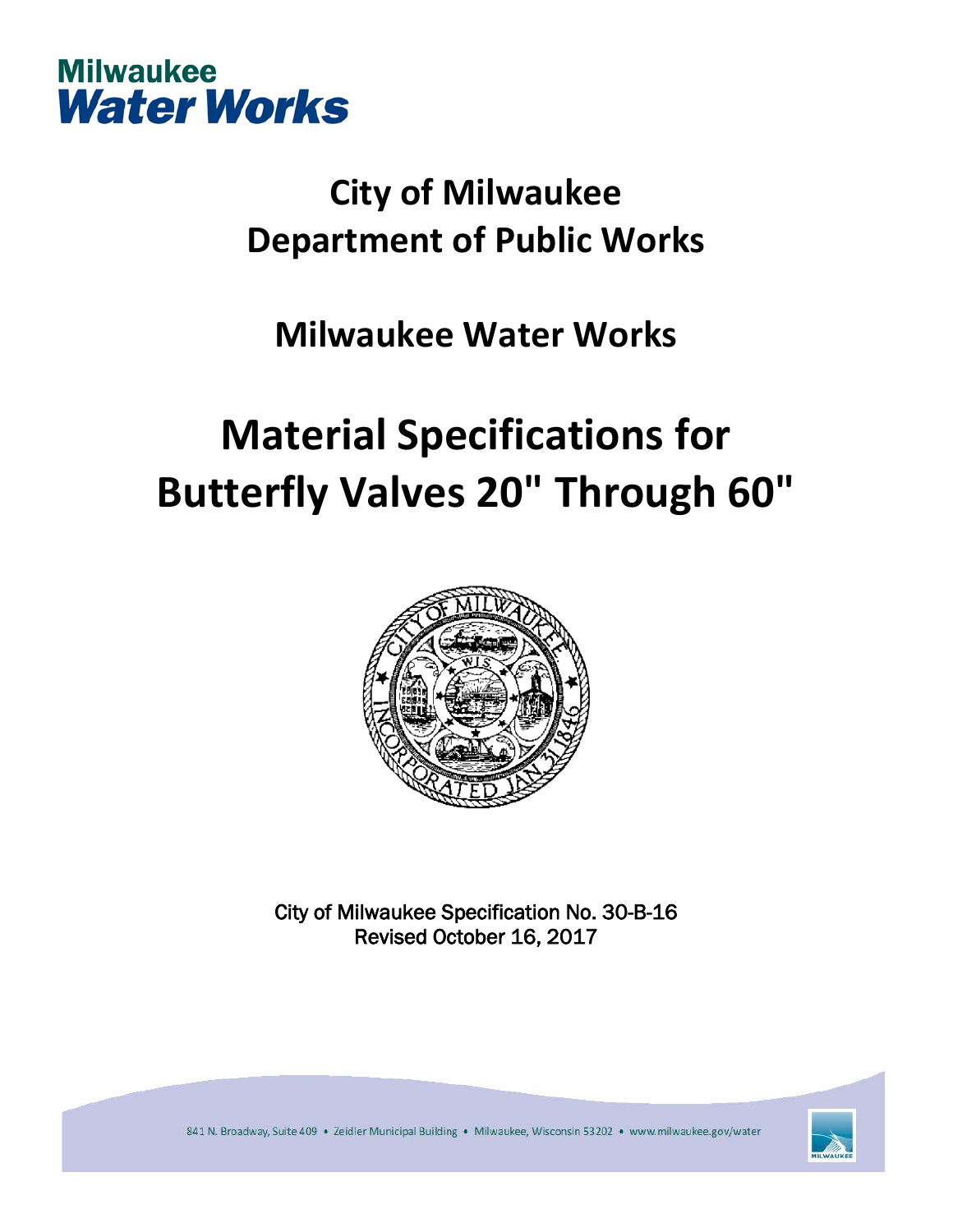Milwaukee
Water Works

# City of Milwaukee
# Department of Public Works

## Milwaukee Water Works

# Material Specifications for Butterfly Valves 20" Through 60"

City of Milwaukee Specification No. 30-B-16
Revised October 16, 2017

841 N. Broadway, Suite 409 • Zeidler Municipal Building • Milwaukee, Wisconsin 53202 • www.milwaukee.gov/water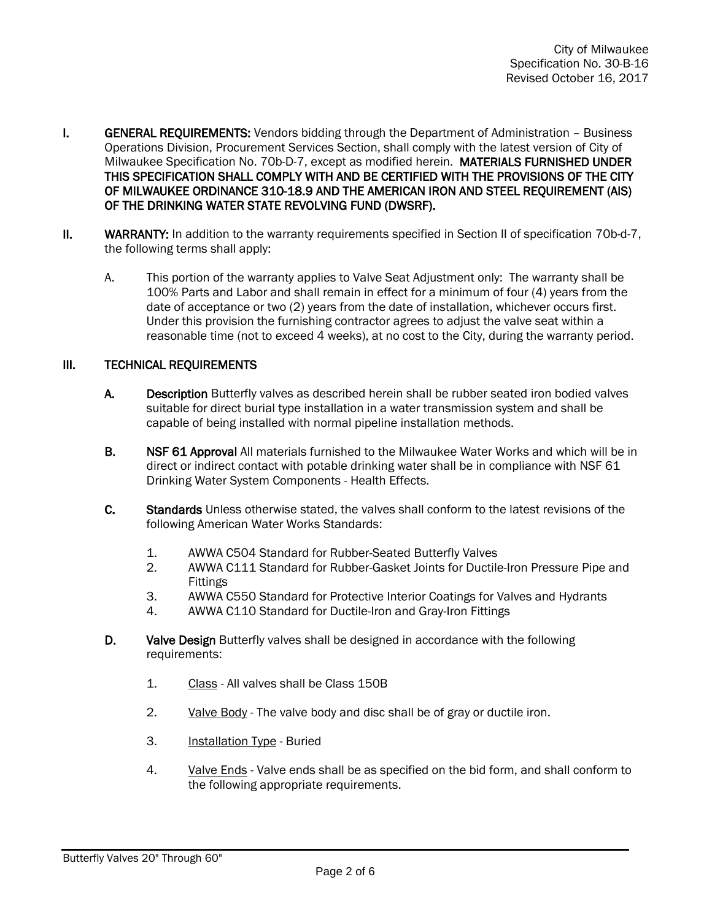**I. GENERAL REQUIREMENTS:** Vendors bidding through the Department of Administration – Business Operations Division, Procurement Services Section, shall comply with the latest version of City of Milwaukee Specification No. 70b-D-7, except as modified herein. **MATERIALS FURNISHED UNDER THIS SPECIFICATION SHALL COMPLY WITH AND BE CERTIFIED WITH THE PROVISIONS OF THE CITY OF MILWAUKEE ORDINANCE 310-18.9 AND THE AMERICAN IRON AND STEEL REQUIREMENT (AIS) OF THE DRINKING WATER STATE REVOLVING FUND (DWSRF).**

**II. WARRANTY:** In addition to the warranty requirements specified in Section II of specification 70b-d-7, the following terms shall apply:

A. This portion of the warranty applies to Valve Seat Adjustment only: The warranty shall be 100% Parts and Labor and shall remain in effect for a minimum of four (4) years from the date of acceptance or two (2) years from the date of installation, whichever occurs first. Under this provision the furnishing contractor agrees to adjust the valve seat within a reasonable time (not to exceed 4 weeks), at no cost to the City, during the warranty period.

**III. TECHNICAL REQUIREMENTS**

**A. Description** Butterfly valves as described herein shall be rubber seated iron bodied valves suitable for direct burial type installation in a water transmission system and shall be capable of being installed with normal pipeline installation methods.

**B. NSF 61 Approval** All materials furnished to the Milwaukee Water Works and which will be in direct or indirect contact with potable drinking water shall be in compliance with NSF 61 Drinking Water System Components - Health Effects.

**C. Standards** Unless otherwise stated, the valves shall conform to the latest revisions of the following American Water Works Standards:

1. AWWA C504 Standard for Rubber-Seated Butterfly Valves
2. AWWA C111 Standard for Rubber-Gasket Joints for Ductile-Iron Pressure Pipe and Fittings
3. AWWA C550 Standard for Protective Interior Coatings for Valves and Hydrants
4. AWWA C110 Standard for Ductile-Iron and Gray-Iron Fittings

**D. Valve Design** Butterfly valves shall be designed in accordance with the following requirements:

1. Class - All valves shall be Class 150B
2. Valve Body - The valve body and disc shall be of gray or ductile iron.
3. Installation Type - Buried
4. Valve Ends - Valve ends shall be as specified on the bid form, and shall conform to the following appropriate requirements.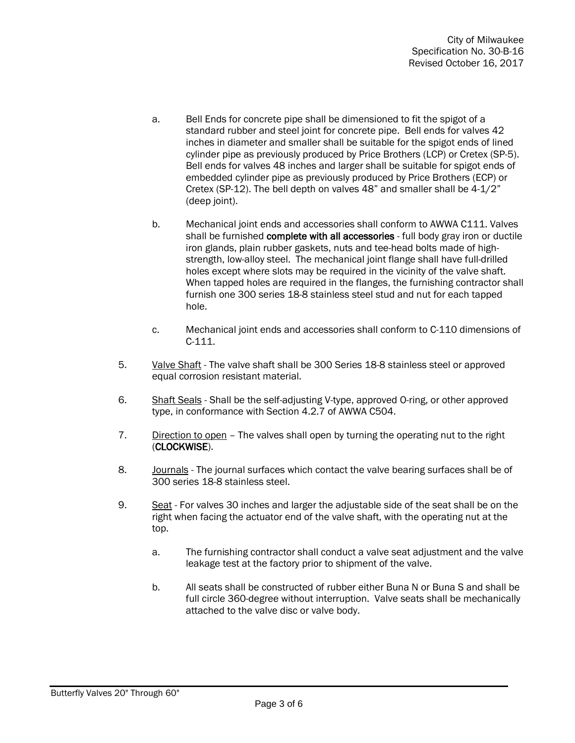a. Bell Ends for concrete pipe shall be dimensioned to fit the spigot of a standard rubber and steel joint for concrete pipe. Bell ends for valves 42 inches in diameter and smaller shall be suitable for the spigot ends of lined cylinder pipe as previously produced by Price Brothers (LCP) or Cretex (SP-5). Bell ends for valves 48 inches and larger shall be suitable for spigot ends of embedded cylinder pipe as previously produced by Price Brothers (ECP) or Cretex (SP-12). The bell depth on valves 48" and smaller shall be 4-1/2" (deep joint).

b. Mechanical joint ends and accessories shall conform to AWWA C111. Valves shall be furnished **complete with all accessories** - full body gray iron or ductile iron glands, plain rubber gaskets, nuts and tee-head bolts made of high-strength, low-alloy steel. The mechanical joint flange shall have full-drilled holes except where slots may be required in the vicinity of the valve shaft. When tapped holes are required in the flanges, the furnishing contractor shall furnish one 300 series 18-8 stainless steel stud and nut for each tapped hole.

c. Mechanical joint ends and accessories shall conform to C-110 dimensions of C-111.

5. Valve Shaft - The valve shaft shall be 300 Series 18-8 stainless steel or approved equal corrosion resistant material.

6. Shaft Seals - Shall be the self-adjusting V-type, approved O-ring, or other approved type, in conformance with Section 4.2.7 of AWWA C504.

7. Direction to open – The valves shall open by turning the operating nut to the right (**CLOCKWISE**).

8. Journals - The journal surfaces which contact the valve bearing surfaces shall be of 300 series 18-8 stainless steel.

9. Seat - For valves 30 inches and larger the adjustable side of the seat shall be on the right when facing the actuator end of the valve shaft, with the operating nut at the top.

   a. The furnishing contractor shall conduct a valve seat adjustment and the valve leakage test at the factory prior to shipment of the valve.

   b. All seats shall be constructed of rubber either Buna N or Buna S and shall be full circle 360-degree without interruption. Valve seats shall be mechanically attached to the valve disc or valve body.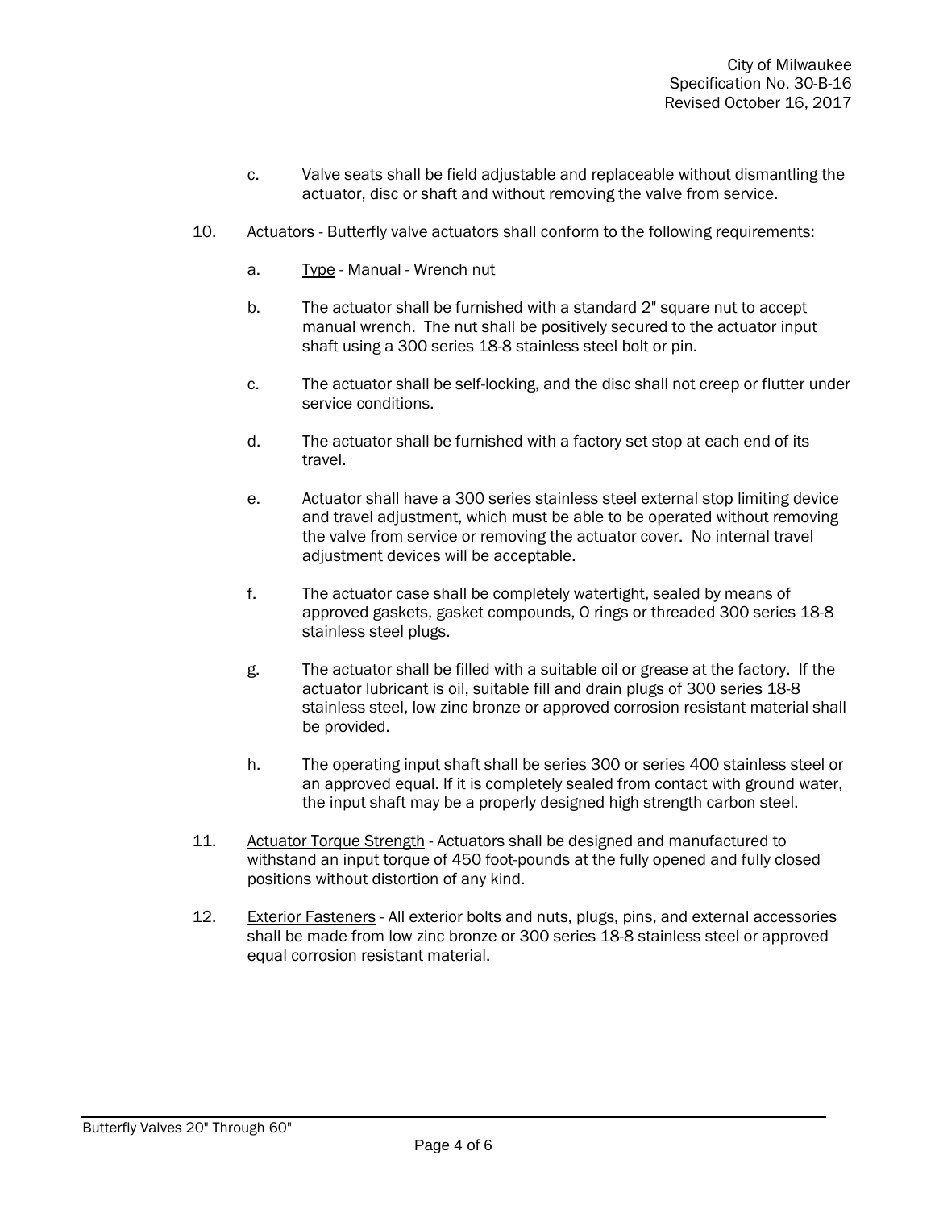c. Valve seats shall be field adjustable and replaceable without dismantling the actuator, disc or shaft and without removing the valve from service.

10. Actuators - Butterfly valve actuators shall conform to the following requirements:

    a. Type - Manual - Wrench nut

    b. The actuator shall be furnished with a standard 2" square nut to accept manual wrench. The nut shall be positively secured to the actuator input shaft using a 300 series 18-8 stainless steel bolt or pin.

    c. The actuator shall be self-locking, and the disc shall not creep or flutter under service conditions.

    d. The actuator shall be furnished with a factory set stop at each end of its travel.

    e. Actuator shall have a 300 series stainless steel external stop limiting device and travel adjustment, which must be able to be operated without removing the valve from service or removing the actuator cover. No internal travel adjustment devices will be acceptable.

    f. The actuator case shall be completely watertight, sealed by means of approved gaskets, gasket compounds, O rings or threaded 300 series 18-8 stainless steel plugs.

    g. The actuator shall be filled with a suitable oil or grease at the factory. If the actuator lubricant is oil, suitable fill and drain plugs of 300 series 18-8 stainless steel, low zinc bronze or approved corrosion resistant material shall be provided.

    h. The operating input shaft shall be series 300 or series 400 stainless steel or an approved equal. If it is completely sealed from contact with ground water, the input shaft may be a properly designed high strength carbon steel.

11. Actuator Torque Strength - Actuators shall be designed and manufactured to withstand an input torque of 450 foot-pounds at the fully opened and fully closed positions without distortion of any kind.

12. Exterior Fasteners - All exterior bolts and nuts, plugs, pins, and external accessories shall be made from low zinc bronze or 300 series 18-8 stainless steel or approved equal corrosion resistant material.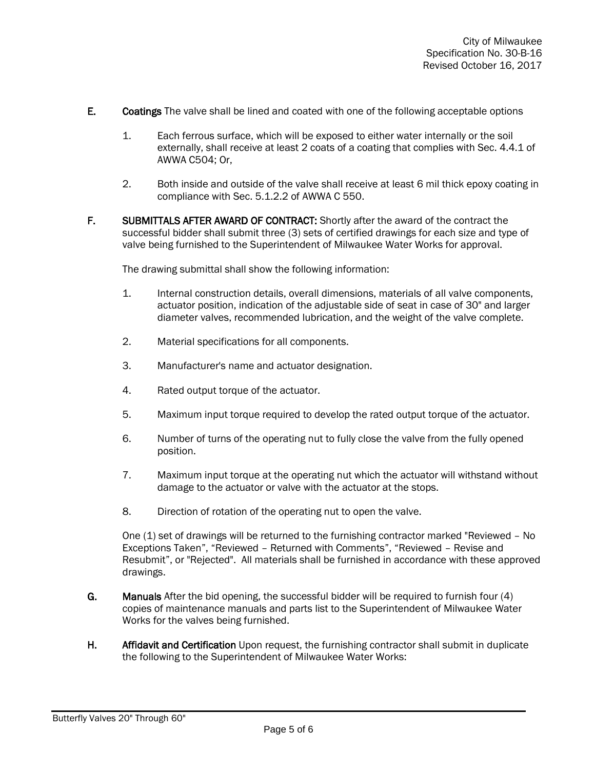E. **Coatings** The valve shall be lined and coated with one of the following acceptable options

1. Each ferrous surface, which will be exposed to either water internally or the soil externally, shall receive at least 2 coats of a coating that complies with Sec. 4.4.1 of AWWA C504; Or,

2. Both inside and outside of the valve shall receive at least 6 mil thick epoxy coating in compliance with Sec. 5.1.2.2 of AWWA C 550.

F. **SUBMITTALS AFTER AWARD OF CONTRACT:** Shortly after the award of the contract the successful bidder shall submit three (3) sets of certified drawings for each size and type of valve being furnished to the Superintendent of Milwaukee Water Works for approval.

The drawing submittal shall show the following information:

1. Internal construction details, overall dimensions, materials of all valve components, actuator position, indication of the adjustable side of seat in case of 30" and larger diameter valves, recommended lubrication, and the weight of the valve complete.

2. Material specifications for all components.

3. Manufacturer's name and actuator designation.

4. Rated output torque of the actuator.

5. Maximum input torque required to develop the rated output torque of the actuator.

6. Number of turns of the operating nut to fully close the valve from the fully opened position.

7. Maximum input torque at the operating nut which the actuator will withstand without damage to the actuator or valve with the actuator at the stops.

8. Direction of rotation of the operating nut to open the valve.

One (1) set of drawings will be returned to the furnishing contractor marked "Reviewed – No Exceptions Taken", "Reviewed – Returned with Comments", "Reviewed – Revise and Resubmit", or "Rejected". All materials shall be furnished in accordance with these approved drawings.

G. **Manuals** After the bid opening, the successful bidder will be required to furnish four (4) copies of maintenance manuals and parts list to the Superintendent of Milwaukee Water Works for the valves being furnished.

H. **Affidavit and Certification** Upon request, the furnishing contractor shall submit in duplicate the following to the Superintendent of Milwaukee Water Works: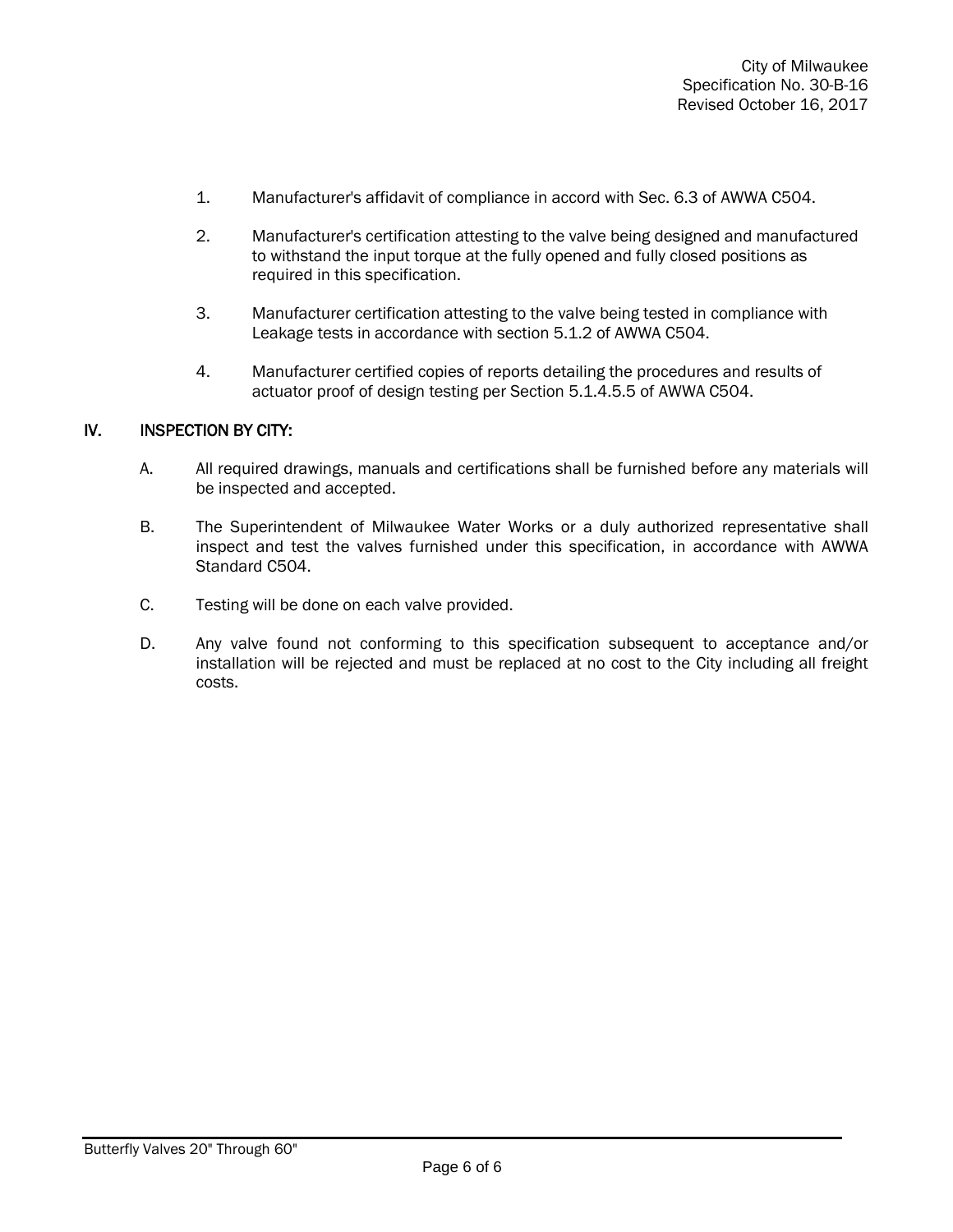1. Manufacturer's affidavit of compliance in accord with Sec. 6.3 of AWWA C504.

2. Manufacturer's certification attesting to the valve being designed and manufactured to withstand the input torque at the fully opened and fully closed positions as required in this specification.

3. Manufacturer certification attesting to the valve being tested in compliance with Leakage tests in accordance with section 5.1.2 of AWWA C504.

4. Manufacturer certified copies of reports detailing the procedures and results of actuator proof of design testing per Section 5.1.4.5.5 of AWWA C504.

## IV. INSPECTION BY CITY:

A. All required drawings, manuals and certifications shall be furnished before any materials will be inspected and accepted.

B. The Superintendent of Milwaukee Water Works or a duly authorized representative shall inspect and test the valves furnished under this specification, in accordance with AWWA Standard C504.

C. Testing will be done on each valve provided.

D. Any valve found not conforming to this specification subsequent to acceptance and/or installation will be rejected and must be replaced at no cost to the City including all freight costs.